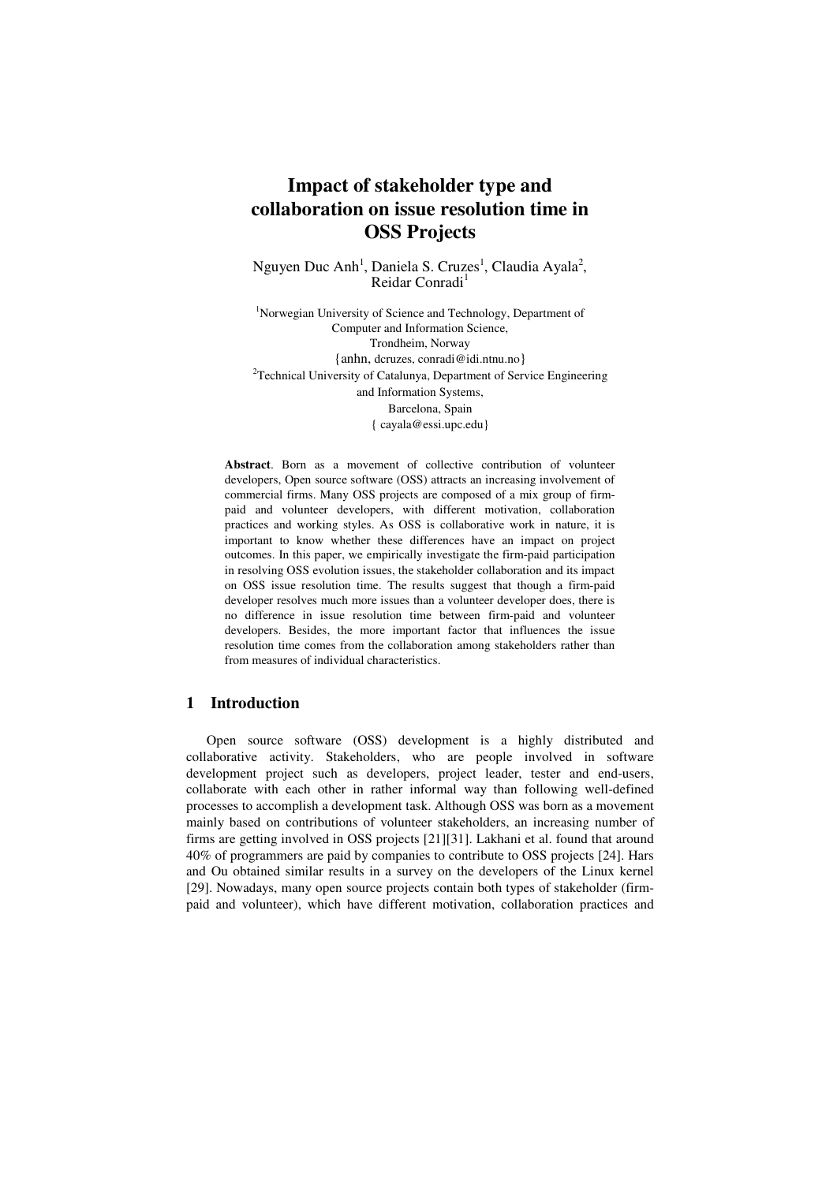# Impact of stakeholder type and collaboration on issue resolution time in OSS Projects

Nguyen Duc Anh[1], Daniela S. Cruzes[1], Claudia Ayala[2], Reidar Conradi[1]

[1]Norwegian University of Science and Technology, Department of Computer and Information Science, Trondheim, Norway
{anhn, dcruzes, conradi@idi.ntnu.no}

[2]Technical University of Catalunya, Department of Service Engineering and Information Systems, Barcelona, Spain
{ cayala@essi.upc.edu}

**Abstract**. Born as a movement of collective contribution of volunteer developers, Open source software (OSS) attracts an increasing involvement of commercial firms. Many OSS projects are composed of a mix group of firm-paid and volunteer developers, with different motivation, collaboration practices and working styles. As OSS is collaborative work in nature, it is important to know whether these differences have an impact on project outcomes. In this paper, we empirically investigate the firm-paid participation in resolving OSS evolution issues, the stakeholder collaboration and its impact on OSS issue resolution time. The results suggest that though a firm-paid developer resolves much more issues than a volunteer developer does, there is no difference in issue resolution time between firm-paid and volunteer developers. Besides, the more important factor that influences the issue resolution time comes from the collaboration among stakeholders rather than from measures of individual characteristics.

## 1 Introduction

Open source software (OSS) development is a highly distributed and collaborative activity. Stakeholders, who are people involved in software development project such as developers, project leader, tester and end-users, collaborate with each other in rather informal way than following well-defined processes to accomplish a development task. Although OSS was born as a movement mainly based on contributions of volunteer stakeholders, an increasing number of firms are getting involved in OSS projects [21][31]. Lakhani et al. found that around 40% of programmers are paid by companies to contribute to OSS projects [24]. Hars and Ou obtained similar results in a survey on the developers of the Linux kernel [29]. Nowadays, many open source projects contain both types of stakeholder (firm-paid and volunteer), which have different motivation, collaboration practices and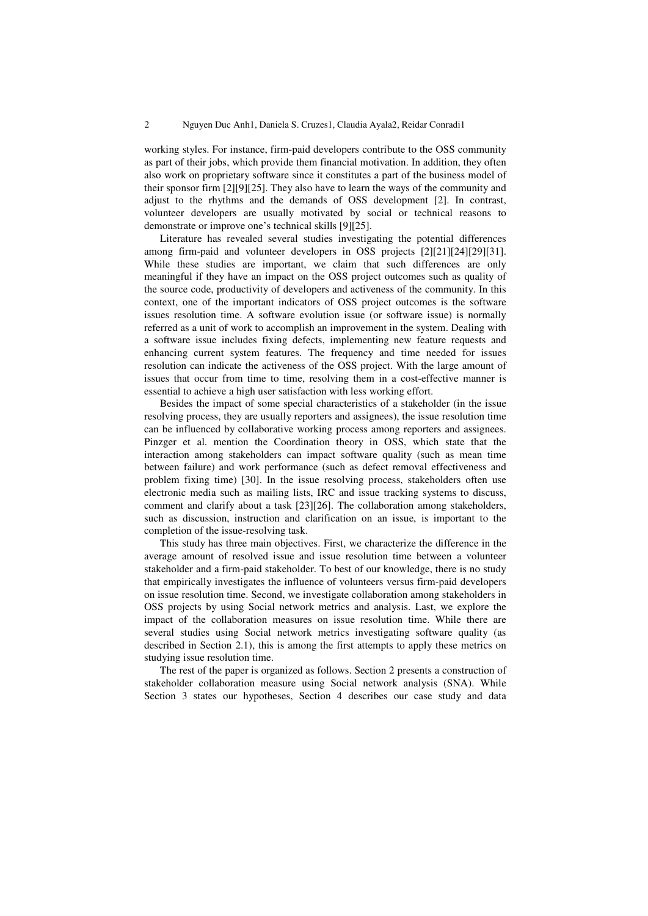working styles. For instance, firm-paid developers contribute to the OSS community as part of their jobs, which provide them financial motivation. In addition, they often also work on proprietary software since it constitutes a part of the business model of their sponsor firm [2][9][25]. They also have to learn the ways of the community and adjust to the rhythms and the demands of OSS development [2]. In contrast, volunteer developers are usually motivated by social or technical reasons to demonstrate or improve one's technical skills [9][25].

Literature has revealed several studies investigating the potential differences among firm-paid and volunteer developers in OSS projects [2][21][24][29][31]. While these studies are important, we claim that such differences are only meaningful if they have an impact on the OSS project outcomes such as quality of the source code, productivity of developers and activeness of the community. In this context, one of the important indicators of OSS project outcomes is the software issues resolution time. A software evolution issue (or software issue) is normally referred as a unit of work to accomplish an improvement in the system. Dealing with a software issue includes fixing defects, implementing new feature requests and enhancing current system features. The frequency and time needed for issues resolution can indicate the activeness of the OSS project. With the large amount of issues that occur from time to time, resolving them in a cost-effective manner is essential to achieve a high user satisfaction with less working effort.

Besides the impact of some special characteristics of a stakeholder (in the issue resolving process, they are usually reporters and assignees), the issue resolution time can be influenced by collaborative working process among reporters and assignees. Pinzger et al. mention the Coordination theory in OSS, which state that the interaction among stakeholders can impact software quality (such as mean time between failure) and work performance (such as defect removal effectiveness and problem fixing time) [30]. In the issue resolving process, stakeholders often use electronic media such as mailing lists, IRC and issue tracking systems to discuss, comment and clarify about a task [23][26]. The collaboration among stakeholders, such as discussion, instruction and clarification on an issue, is important to the completion of the issue-resolving task.

This study has three main objectives. First, we characterize the difference in the average amount of resolved issue and issue resolution time between a volunteer stakeholder and a firm-paid stakeholder. To best of our knowledge, there is no study that empirically investigates the influence of volunteers versus firm-paid developers on issue resolution time. Second, we investigate collaboration among stakeholders in OSS projects by using Social network metrics and analysis. Last, we explore the impact of the collaboration measures on issue resolution time. While there are several studies using Social network metrics investigating software quality (as described in Section 2.1), this is among the first attempts to apply these metrics on studying issue resolution time.

The rest of the paper is organized as follows. Section 2 presents a construction of stakeholder collaboration measure using Social network analysis (SNA). While Section 3 states our hypotheses, Section 4 describes our case study and data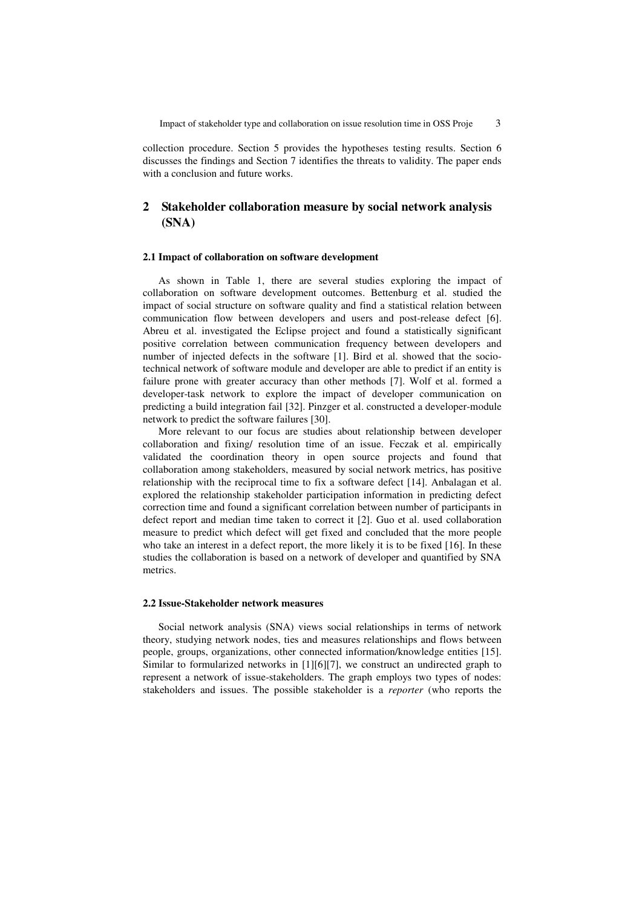collection procedure. Section 5 provides the hypotheses testing results. Section 6 discusses the findings and Section 7 identifies the threats to validity. The paper ends with a conclusion and future works.

## 2 Stakeholder collaboration measure by social network analysis (SNA)

### 2.1 Impact of collaboration on software development

As shown in Table 1, there are several studies exploring the impact of collaboration on software development outcomes. Bettenburg et al. studied the impact of social structure on software quality and find a statistical relation between communication flow between developers and users and post-release defect [6]. Abreu et al. investigated the Eclipse project and found a statistically significant positive correlation between communication frequency between developers and number of injected defects in the software [1]. Bird et al. showed that the socio-technical network of software module and developer are able to predict if an entity is failure prone with greater accuracy than other methods [7]. Wolf et al. formed a developer-task network to explore the impact of developer communication on predicting a build integration fail [32]. Pinzger et al. constructed a developer-module network to predict the software failures [30].

More relevant to our focus are studies about relationship between developer collaboration and fixing/ resolution time of an issue. Feczak et al. empirically validated the coordination theory in open source projects and found that collaboration among stakeholders, measured by social network metrics, has positive relationship with the reciprocal time to fix a software defect [14]. Anbalagan et al. explored the relationship stakeholder participation information in predicting defect correction time and found a significant correlation between number of participants in defect report and median time taken to correct it [2]. Guo et al. used collaboration measure to predict which defect will get fixed and concluded that the more people who take an interest in a defect report, the more likely it is to be fixed [16]. In these studies the collaboration is based on a network of developer and quantified by SNA metrics.

### 2.2 Issue-Stakeholder network measures

Social network analysis (SNA) views social relationships in terms of network theory, studying network nodes, ties and measures relationships and flows between people, groups, organizations, other connected information/knowledge entities [15]. Similar to formularized networks in [1][6][7], we construct an undirected graph to represent a network of issue-stakeholders. The graph employs two types of nodes: stakeholders and issues. The possible stakeholder is a *reporter* (who reports the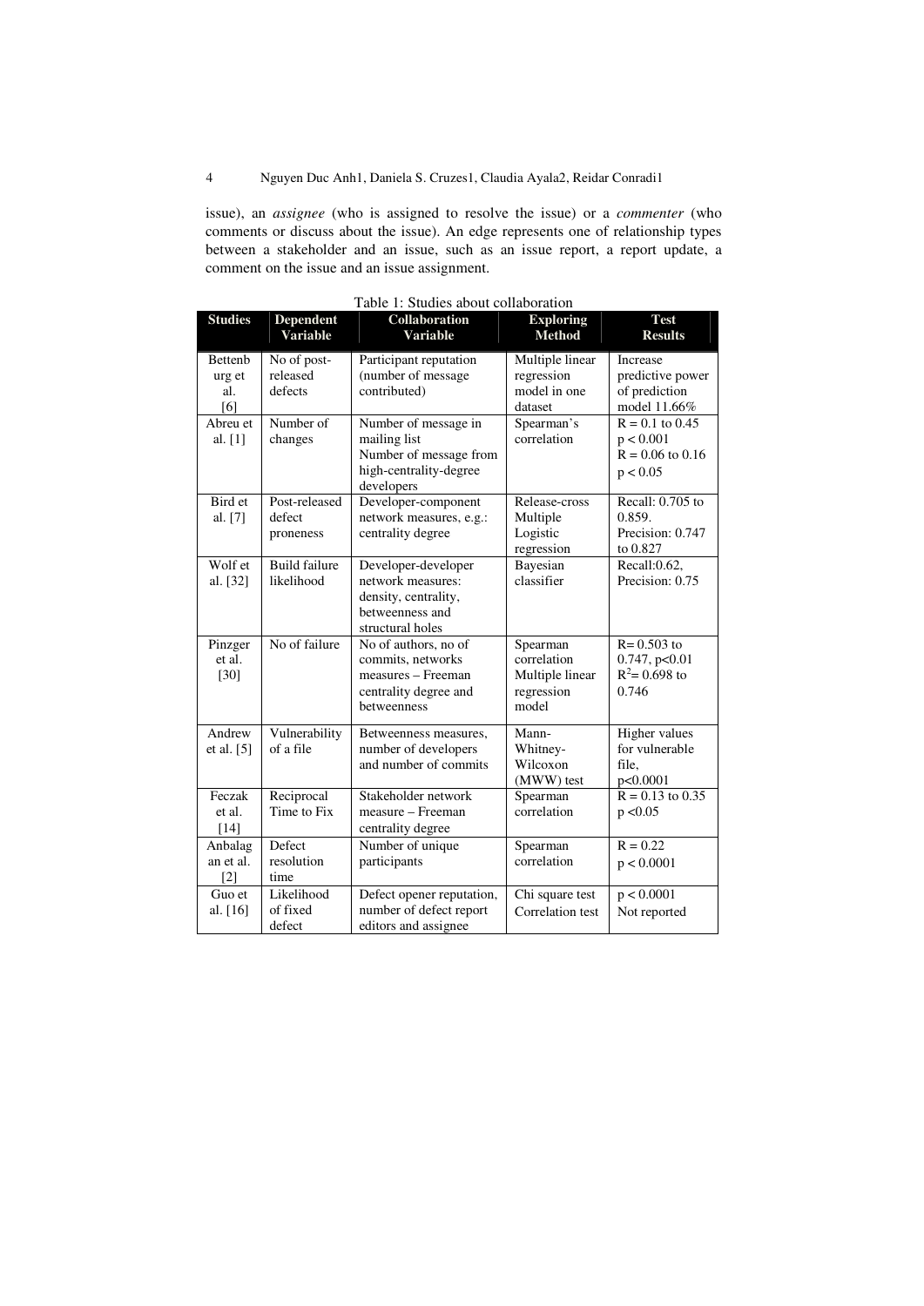issue), an *assignee* (who is assigned to resolve the issue) or a *commenter* (who comments or discuss about the issue). An edge represents one of relationship types between a stakeholder and an issue, such as an issue report, a report update, a comment on the issue and an issue assignment.

Table 1: Studies about collaboration

| Studies | Dependent Variable | Collaboration Variable | Exploring Method | Test Results |
|---|---|---|---|---|
| Bettenburg et al. [6] | No of post-released defects | Participant reputation (number of message contributed) | Multiple linear regression model in one dataset | Increase predictive power of prediction model 11.66% |
| Abreu et al. [1] | Number of changes | Number of message in mailing list<br>Number of message from high-centrality-degree developers | Spearman's correlation | $R = 0.1$ to $0.45$<br>$p < 0.001$<br>$R = 0.06$ to $0.16$<br>$p < 0.05$ |
| Bird et al. [7] | Post-released defect proneness | Developer-component network measures, e.g.: centrality degree | Release-cross Multiple Logistic regression | Recall: 0.705 to 0.859.<br>Precision: 0.747 to 0.827 |
| Wolf et al. [32] | Build failure likelihood | Developer-developer network measures: density, centrality, betweenness and structural holes | Bayesian classifier | Recall:0.62,<br>Precision: 0.75 |
| Pinzger et al. [30] | No of failure | No of authors, no of commits, networks measures – Freeman centrality degree and betweenness | Spearman correlation<br>Multiple linear regression model | $R= 0.503$ to $0.747$, $p<0.01$<br>$R^2= 0.698$ to $0.746$ |
| Andrew et al. [5] | Vulnerability of a file | Betweenness measures, number of developers and number of commits | Mann-Whitney-Wilcoxon (MWW) test | Higher values for vulnerable file, $p<0.0001$ |
| Feczak et al. [14] | Reciprocal Time to Fix | Stakeholder network measure – Freeman centrality degree | Spearman correlation | $R = 0.13$ to $0.35$<br>$p <0.05$ |
| Anbalagan et al. [2] | Defect resolution time | Number of unique participants | Spearman correlation | $R = 0.22$<br>$p < 0.0001$ |
| Guo et al. [16] | Likelihood of fixed defect | Defect opener reputation, number of defect report editors and assignee | Chi square test<br>Correlation test | $p < 0.0001$<br>Not reported |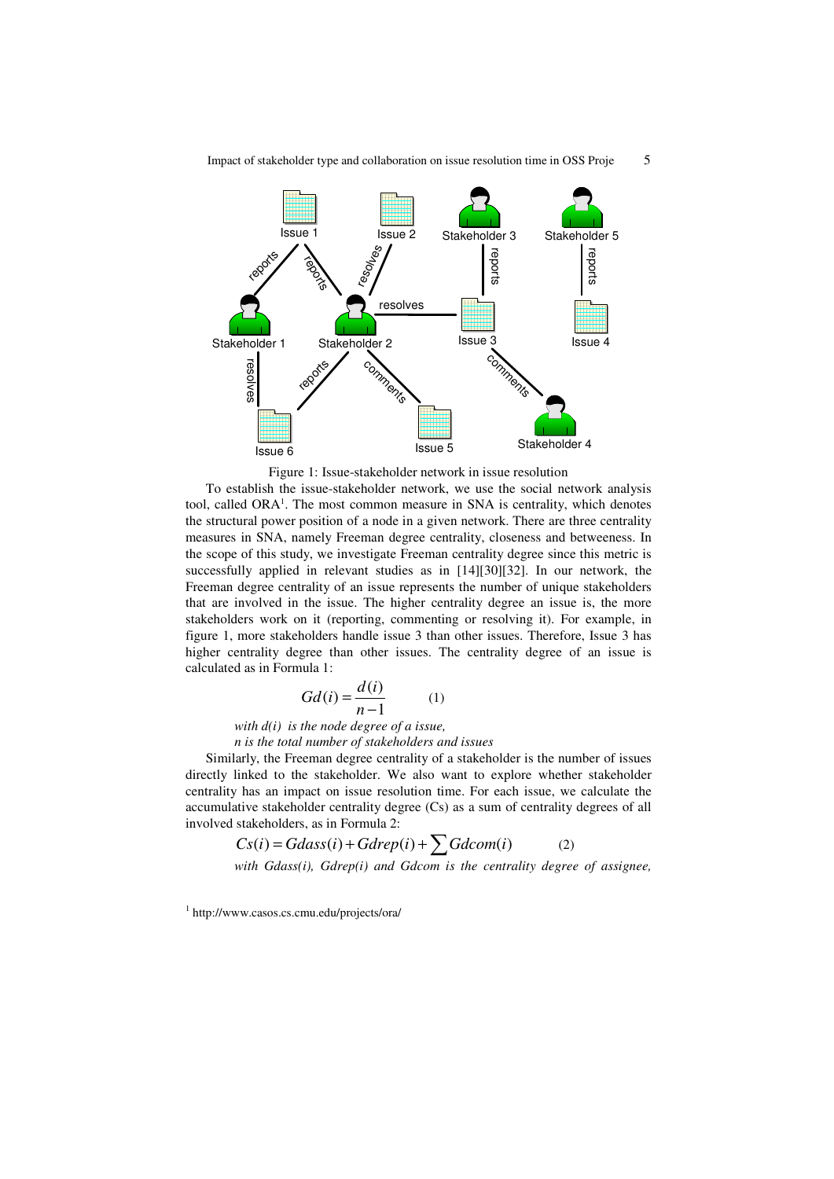Figure 1: Issue-stakeholder network in issue resolution

To establish the issue-stakeholder network, we use the social network analysis tool, called ORA[1]. The most common measure in SNA is centrality, which denotes the structural power position of a node in a given network. There are three centrality measures in SNA, namely Freeman degree centrality, closeness and betweeness. In the scope of this study, we investigate Freeman centrality degree since this metric is successfully applied in relevant studies as in [14][30][32]. In our network, the Freeman degree centrality of an issue represents the number of unique stakeholders that are involved in the issue. The higher centrality degree an issue is, the more stakeholders work on it (reporting, commenting or resolving it). For example, in figure 1, more stakeholders handle issue 3 than other issues. Therefore, Issue 3 has higher centrality degree than other issues. The centrality degree of an issue is calculated as in Formula 1:

$$Gd(i) = \frac{d(i)}{n-1} \qquad (1)$$

*with d(i) is the node degree of a issue,*
*n is the total number of stakeholders and issues*

Similarly, the Freeman degree centrality of a stakeholder is the number of issues directly linked to the stakeholder. We also want to explore whether stakeholder centrality has an impact on issue resolution time. For each issue, we calculate the accumulative stakeholder centrality degree (Cs) as a sum of centrality degrees of all involved stakeholders, as in Formula 2:

$$Cs(i) = Gdass(i) + Gdrep(i) + \sum Gdcom(i) \qquad (2)$$

*with Gdass(i), Gdrep(i) and Gdcom is the centrality degree of assignee,*

[1] http://www.casos.cs.cmu.edu/projects/ora/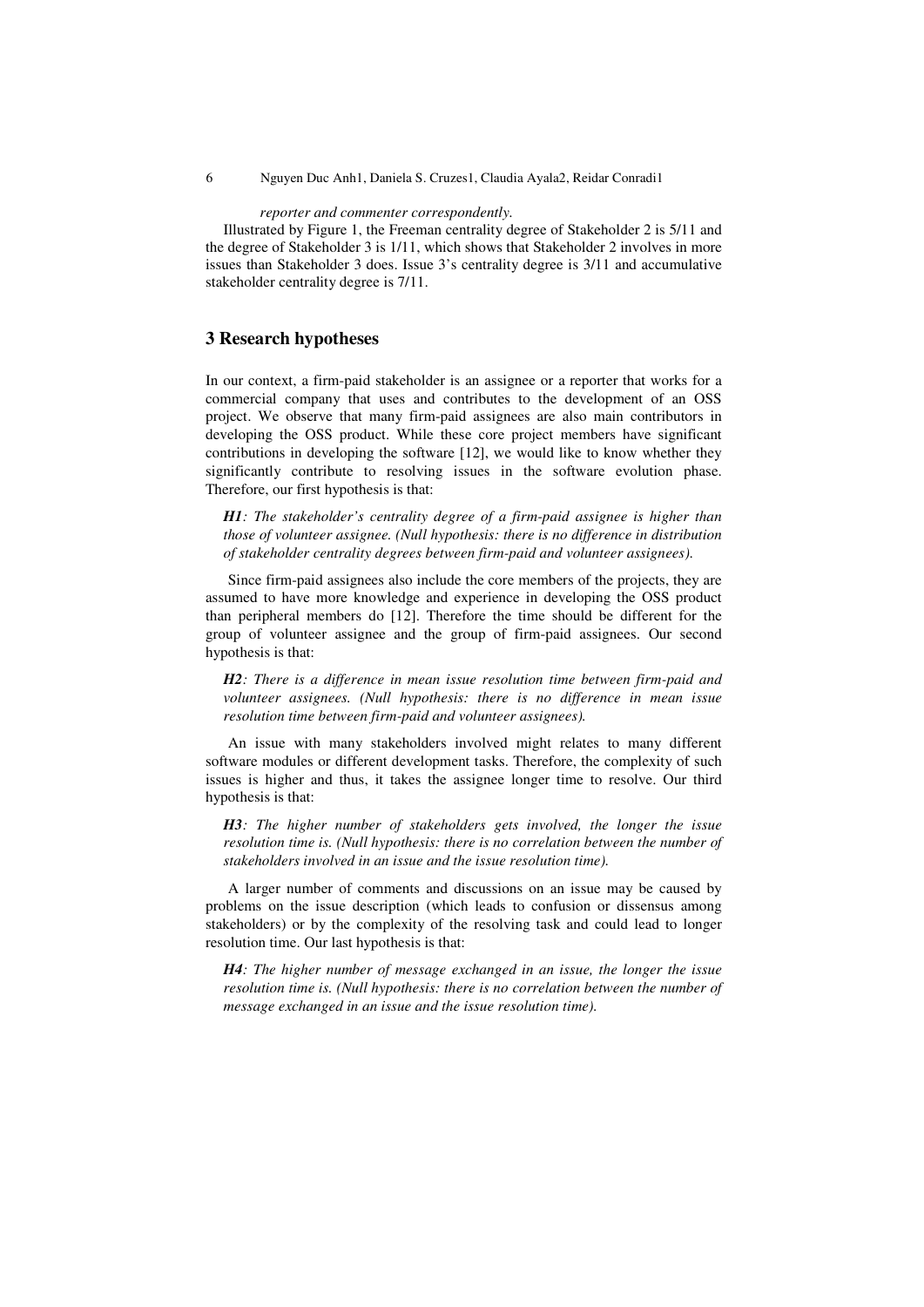*reporter and commenter correspondently.*

Illustrated by Figure 1, the Freeman centrality degree of Stakeholder 2 is 5/11 and the degree of Stakeholder 3 is 1/11, which shows that Stakeholder 2 involves in more issues than Stakeholder 3 does. Issue 3's centrality degree is 3/11 and accumulative stakeholder centrality degree is 7/11.

## 3 Research hypotheses

In our context, a firm-paid stakeholder is an assignee or a reporter that works for a commercial company that uses and contributes to the development of an OSS project. We observe that many firm-paid assignees are also main contributors in developing the OSS product. While these core project members have significant contributions in developing the software [12], we would like to know whether they significantly contribute to resolving issues in the software evolution phase. Therefore, our first hypothesis is that:

***H1**: The stakeholder's centrality degree of a firm-paid assignee is higher than those of volunteer assignee. (Null hypothesis: there is no difference in distribution of stakeholder centrality degrees between firm-paid and volunteer assignees).*

Since firm-paid assignees also include the core members of the projects, they are assumed to have more knowledge and experience in developing the OSS product than peripheral members do [12]. Therefore the time should be different for the group of volunteer assignee and the group of firm-paid assignees. Our second hypothesis is that:

***H2**: There is a difference in mean issue resolution time between firm-paid and volunteer assignees. (Null hypothesis: there is no difference in mean issue resolution time between firm-paid and volunteer assignees).*

An issue with many stakeholders involved might relates to many different software modules or different development tasks. Therefore, the complexity of such issues is higher and thus, it takes the assignee longer time to resolve. Our third hypothesis is that:

***H3**: The higher number of stakeholders gets involved, the longer the issue resolution time is. (Null hypothesis: there is no correlation between the number of stakeholders involved in an issue and the issue resolution time).*

A larger number of comments and discussions on an issue may be caused by problems on the issue description (which leads to confusion or dissensus among stakeholders) or by the complexity of the resolving task and could lead to longer resolution time. Our last hypothesis is that:

***H4**: The higher number of message exchanged in an issue, the longer the issue resolution time is. (Null hypothesis: there is no correlation between the number of message exchanged in an issue and the issue resolution time).*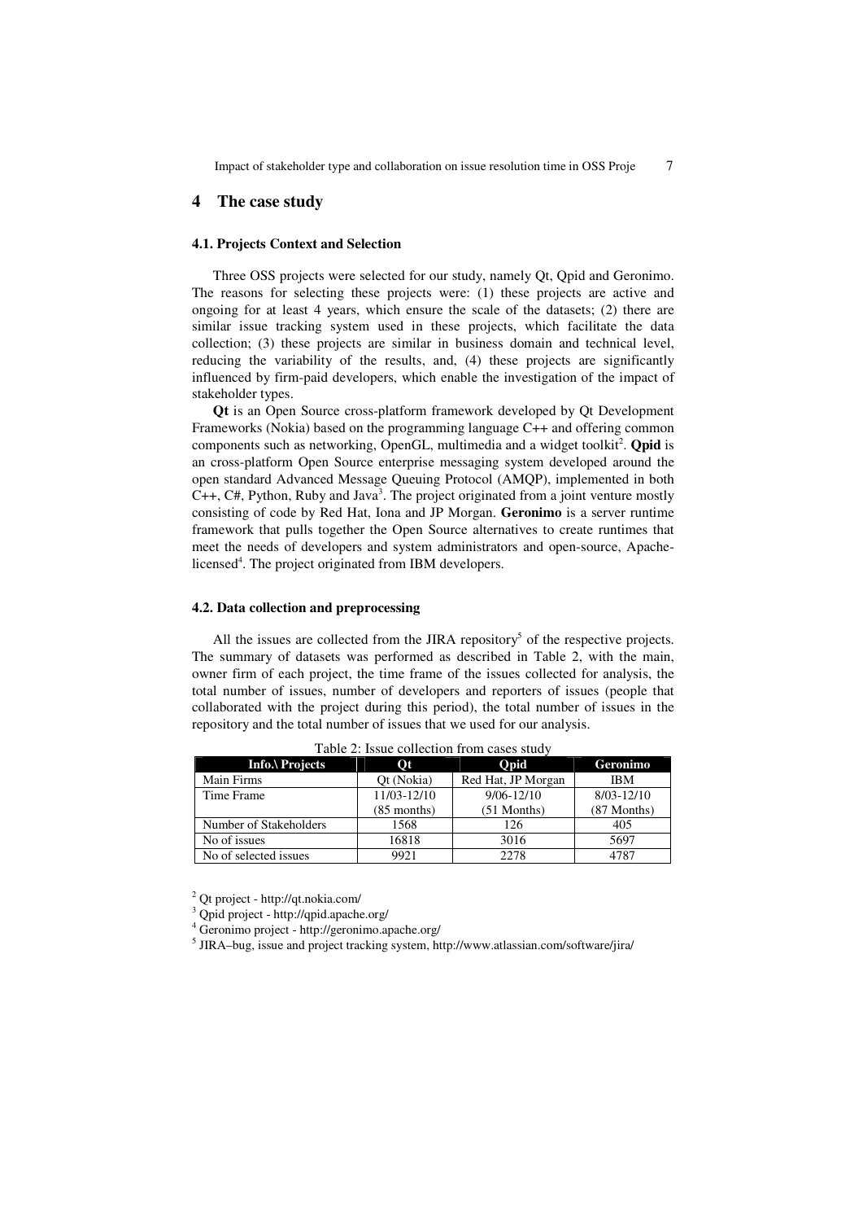# 4 The case study

### 4.1. Projects Context and Selection

Three OSS projects were selected for our study, namely Qt, Qpid and Geronimo. The reasons for selecting these projects were: (1) these projects are active and ongoing for at least 4 years, which ensure the scale of the datasets; (2) there are similar issue tracking system used in these projects, which facilitate the data collection; (3) these projects are similar in business domain and technical level, reducing the variability of the results, and, (4) these projects are significantly influenced by firm-paid developers, which enable the investigation of the impact of stakeholder types.

**Qt** is an Open Source cross-platform framework developed by Qt Development Frameworks (Nokia) based on the programming language C++ and offering common components such as networking, OpenGL, multimedia and a widget toolkit[2]. **Qpid** is an cross-platform Open Source enterprise messaging system developed around the open standard Advanced Message Queuing Protocol (AMQP), implemented in both C++, C#, Python, Ruby and Java[3]. The project originated from a joint venture mostly consisting of code by Red Hat, Iona and JP Morgan. **Geronimo** is a server runtime framework that pulls together the Open Source alternatives to create runtimes that meet the needs of developers and system administrators and open-source, Apache-licensed[4]. The project originated from IBM developers.

### 4.2. Data collection and preprocessing

All the issues are collected from the JIRA repository[5] of the respective projects. The summary of datasets was performed as described in Table 2, with the main, owner firm of each project, the time frame of the issues collected for analysis, the total number of issues, number of developers and reporters of issues (people that collaborated with the project during this period), the total number of issues in the repository and the total number of issues that we used for our analysis.

Table 2: Issue collection from cases study

| Info.\ Projects | Qt | Qpid | Geronimo |
|---|---|---|---|
| Main Firms | Qt (Nokia) | Red Hat, JP Morgan | IBM |
| Time Frame | 11/03-12/10 (85 months) | 9/06-12/10 (51 Months) | 8/03-12/10 (87 Months) |
| Number of Stakeholders | 1568 | 126 | 405 |
| No of issues | 16818 | 3016 | 5697 |
| No of selected issues | 9921 | 2278 | 4787 |

[2] Qt project - http://qt.nokia.com/

[3] Qpid project - http://qpid.apache.org/

[4] Geronimo project - http://geronimo.apache.org/

[5] JIRA–bug, issue and project tracking system, http://www.atlassian.com/software/jira/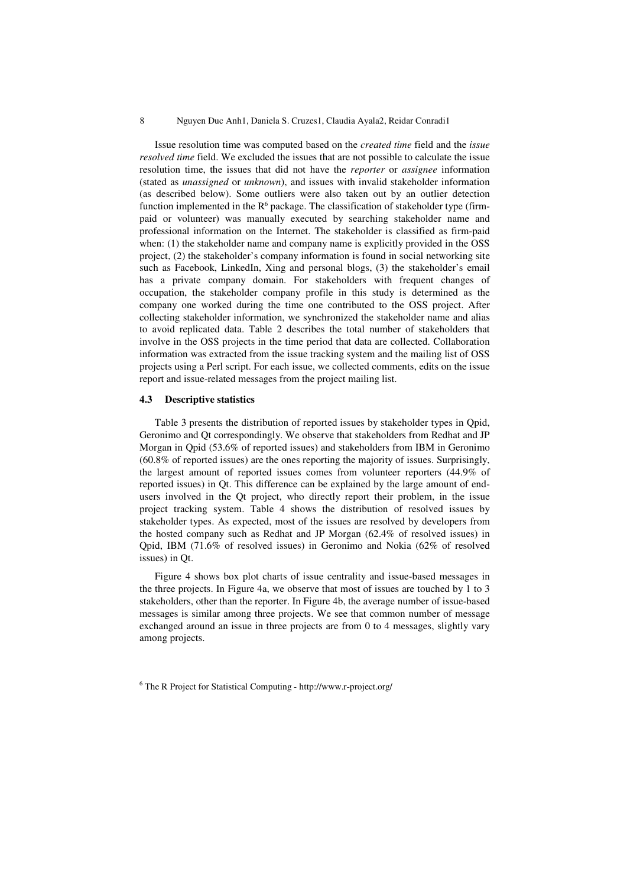Issue resolution time was computed based on the *created time* field and the *issue resolved time* field. We excluded the issues that are not possible to calculate the issue resolution time, the issues that did not have the *reporter* or *assignee* information (stated as *unassigned* or *unknown*), and issues with invalid stakeholder information (as described below). Some outliers were also taken out by an outlier detection function implemented in the R[6] package. The classification of stakeholder type (firm-paid or volunteer) was manually executed by searching stakeholder name and professional information on the Internet. The stakeholder is classified as firm-paid when: (1) the stakeholder name and company name is explicitly provided in the OSS project, (2) the stakeholder's company information is found in social networking site such as Facebook, LinkedIn, Xing and personal blogs, (3) the stakeholder's email has a private company domain. For stakeholders with frequent changes of occupation, the stakeholder company profile in this study is determined as the company one worked during the time one contributed to the OSS project. After collecting stakeholder information, we synchronized the stakeholder name and alias to avoid replicated data. Table 2 describes the total number of stakeholders that involve in the OSS projects in the time period that data are collected. Collaboration information was extracted from the issue tracking system and the mailing list of OSS projects using a Perl script. For each issue, we collected comments, edits on the issue report and issue-related messages from the project mailing list.

### 4.3 Descriptive statistics

Table 3 presents the distribution of reported issues by stakeholder types in Qpid, Geronimo and Qt correspondingly. We observe that stakeholders from Redhat and JP Morgan in Qpid (53.6% of reported issues) and stakeholders from IBM in Geronimo (60.8% of reported issues) are the ones reporting the majority of issues. Surprisingly, the largest amount of reported issues comes from volunteer reporters (44.9% of reported issues) in Qt. This difference can be explained by the large amount of end-users involved in the Qt project, who directly report their problem, in the issue project tracking system. Table 4 shows the distribution of resolved issues by stakeholder types. As expected, most of the issues are resolved by developers from the hosted company such as Redhat and JP Morgan (62.4% of resolved issues) in Qpid, IBM (71.6% of resolved issues) in Geronimo and Nokia (62% of resolved issues) in Qt.

Figure 4 shows box plot charts of issue centrality and issue-based messages in the three projects. In Figure 4a, we observe that most of issues are touched by 1 to 3 stakeholders, other than the reporter. In Figure 4b, the average number of issue-based messages is similar among three projects. We see that common number of message exchanged around an issue in three projects are from 0 to 4 messages, slightly vary among projects.

[6] The R Project for Statistical Computing - http://www.r-project.org/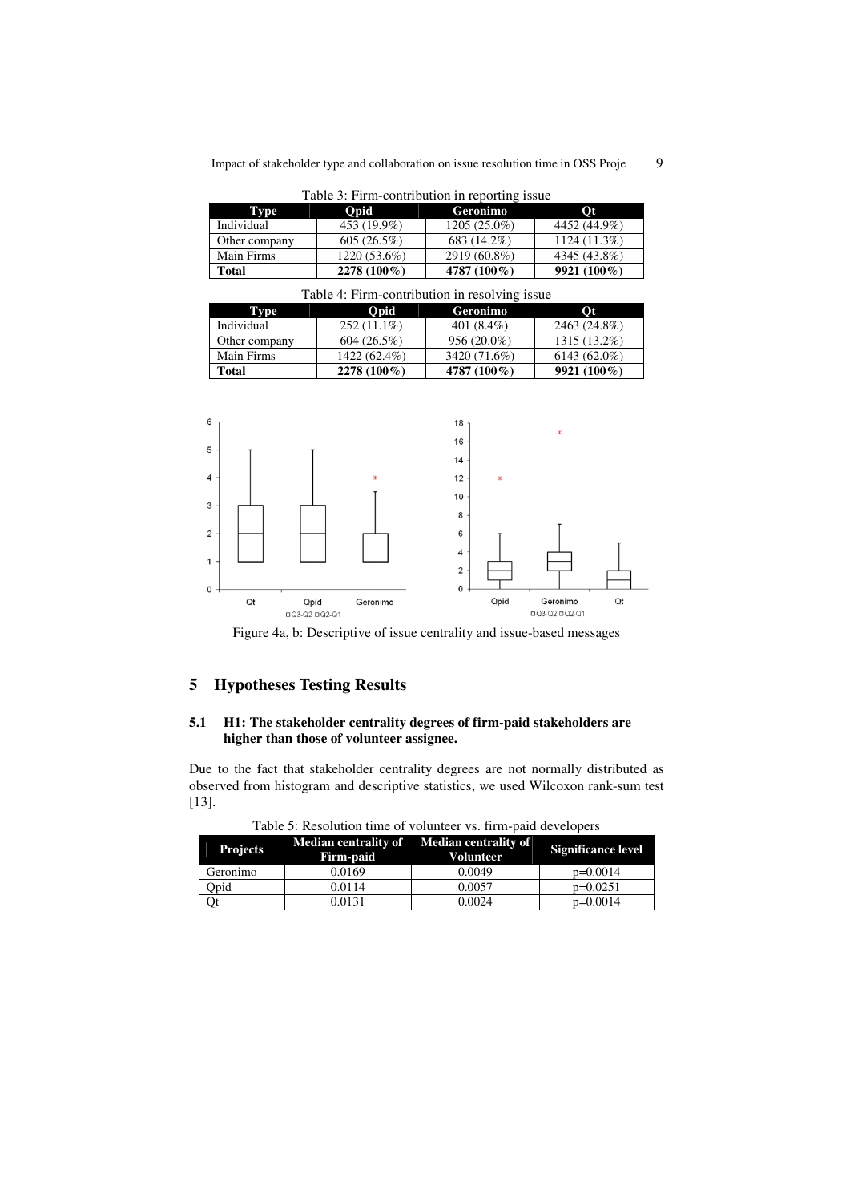Table 3: Firm-contribution in reporting issue

| Type | Qpid | Geronimo | Qt |
|---|---|---|---|
| Individual | 453 (19.9%) | 1205 (25.0%) | 4452 (44.9%) |
| Other company | 605 (26.5%) | 683 (14.2%) | 1124 (11.3%) |
| Main Firms | 1220 (53.6%) | 2919 (60.8%) | 4345 (43.8%) |
| **Total** | **2278 (100%)** | **4787 (100%)** | **9921 (100%)** |

Table 4: Firm-contribution in resolving issue

| Type | Qpid | Geronimo | Qt |
|---|---|---|---|
| Individual | 252 (11.1%) | 401 (8.4%) | 2463 (24.8%) |
| Other company | 604 (26.5%) | 956 (20.0%) | 1315 (13.2%) |
| Main Firms | 1422 (62.4%) | 3420 (71.6%) | 6143 (62.0%) |
| **Total** | **2278 (100%)** | **4787 (100%)** | **9921 (100%)** |

Figure 4a, b: Descriptive of issue centrality and issue-based messages

## 5 Hypotheses Testing Results

### 5.1 H1: The stakeholder centrality degrees of firm-paid stakeholders are higher than those of volunteer assignee.

Due to the fact that stakeholder centrality degrees are not normally distributed as observed from histogram and descriptive statistics, we used Wilcoxon rank-sum test [13].

Table 5: Resolution time of volunteer vs. firm-paid developers

| Projects | Median centrality of Firm-paid | Median centrality of Volunteer | Significance level |
|---|---|---|---|
| Geronimo | 0.0169 | 0.0049 | p=0.0014 |
| Qpid | 0.0114 | 0.0057 | p=0.0251 |
| Qt | 0.0131 | 0.0024 | p=0.0014 |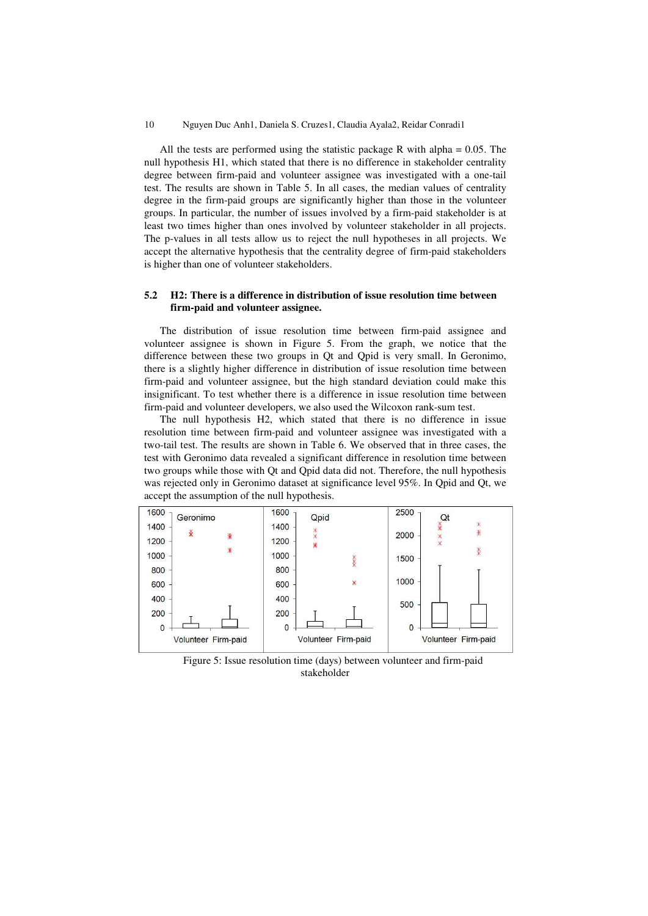All the tests are performed using the statistic package R with alpha = 0.05. The null hypothesis H1, which stated that there is no difference in stakeholder centrality degree between firm-paid and volunteer assignee was investigated with a one-tail test. The results are shown in Table 5. In all cases, the median values of centrality degree in the firm-paid groups are significantly higher than those in the volunteer groups. In particular, the number of issues involved by a firm-paid stakeholder is at least two times higher than ones involved by volunteer stakeholder in all projects. The p-values in all tests allow us to reject the null hypotheses in all projects. We accept the alternative hypothesis that the centrality degree of firm-paid stakeholders is higher than one of volunteer stakeholders.

### 5.2 H2: There is a difference in distribution of issue resolution time between firm-paid and volunteer assignee.

The distribution of issue resolution time between firm-paid assignee and volunteer assignee is shown in Figure 5. From the graph, we notice that the difference between these two groups in Qt and Qpid is very small. In Geronimo, there is a slightly higher difference in distribution of issue resolution time between firm-paid and volunteer assignee, but the high standard deviation could make this insignificant. To test whether there is a difference in issue resolution time between firm-paid and volunteer developers, we also used the Wilcoxon rank-sum test.

The null hypothesis H2, which stated that there is no difference in issue resolution time between firm-paid and volunteer assignee was investigated with a two-tail test. The results are shown in Table 6. We observed that in three cases, the test with Geronimo data revealed a significant difference in resolution time between two groups while those with Qt and Qpid data did not. Therefore, the null hypothesis was rejected only in Geronimo dataset at significance level 95%. In Qpid and Qt, we accept the assumption of the null hypothesis.

Figure 5: Issue resolution time (days) between volunteer and firm-paid stakeholder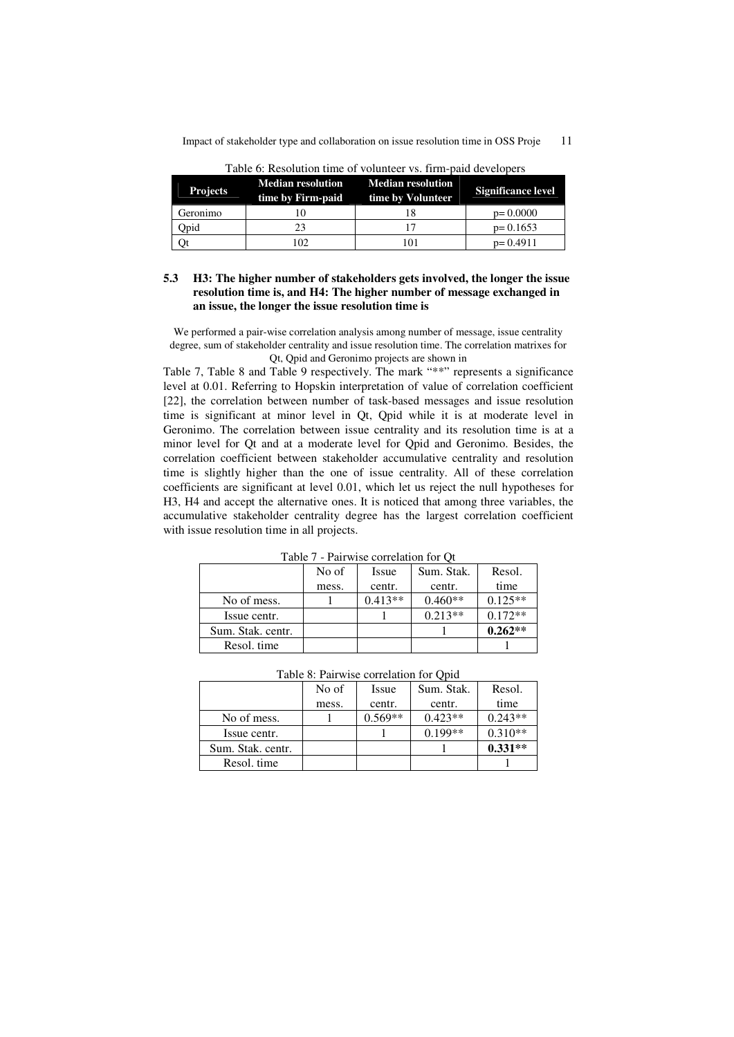Table 6: Resolution time of volunteer vs. firm-paid developers

| Projects | Median resolution time by Firm-paid | Median resolution time by Volunteer | Significance level |
|---|---|---|---|
| Geronimo | 10 | 18 | p= 0.0000 |
| Qpid | 23 | 17 | p= 0.1653 |
| Qt | 102 | 101 | p= 0.4911 |

### 5.3 H3: The higher number of stakeholders gets involved, the longer the issue resolution time is, and H4: The higher number of message exchanged in an issue, the longer the issue resolution time is

We performed a pair-wise correlation analysis among number of message, issue centrality degree, sum of stakeholder centrality and issue resolution time. The correlation matrixes for Qt, Qpid and Geronimo projects are shown in

Table 7, Table 8 and Table 9 respectively. The mark "**" represents a significance level at 0.01. Referring to Hopskin interpretation of value of correlation coefficient [22], the correlation between number of task-based messages and issue resolution time is significant at minor level in Qt, Qpid while it is at moderate level in Geronimo. The correlation between issue centrality and its resolution time is at a minor level for Qt and at a moderate level for Qpid and Geronimo. Besides, the correlation coefficient between stakeholder accumulative centrality and resolution time is slightly higher than the one of issue centrality. All of these correlation coefficients are significant at level 0.01, which let us reject the null hypotheses for H3, H4 and accept the alternative ones. It is noticed that among three variables, the accumulative stakeholder centrality degree has the largest correlation coefficient with issue resolution time in all projects.

Table 7 - Pairwise correlation for Qt

| | No of mess. | Issue centr. | Sum. Stak. centr. | Resol. time |
|---|---|---|---|---|
| No of mess. | 1 | 0.413** | 0.460** | 0.125** |
| Issue centr. | | 1 | 0.213** | 0.172** |
| Sum. Stak. centr. | | | 1 | **0.262**** |
| Resol. time | | | | 1 |

Table 8: Pairwise correlation for Qpid

| | No of mess. | Issue centr. | Sum. Stak. centr. | Resol. time |
|---|---|---|---|---|
| No of mess. | 1 | 0.569** | 0.423** | 0.243** |
| Issue centr. | | 1 | 0.199** | 0.310** |
| Sum. Stak. centr. | | | 1 | **0.331**** |
| Resol. time | | | | 1 |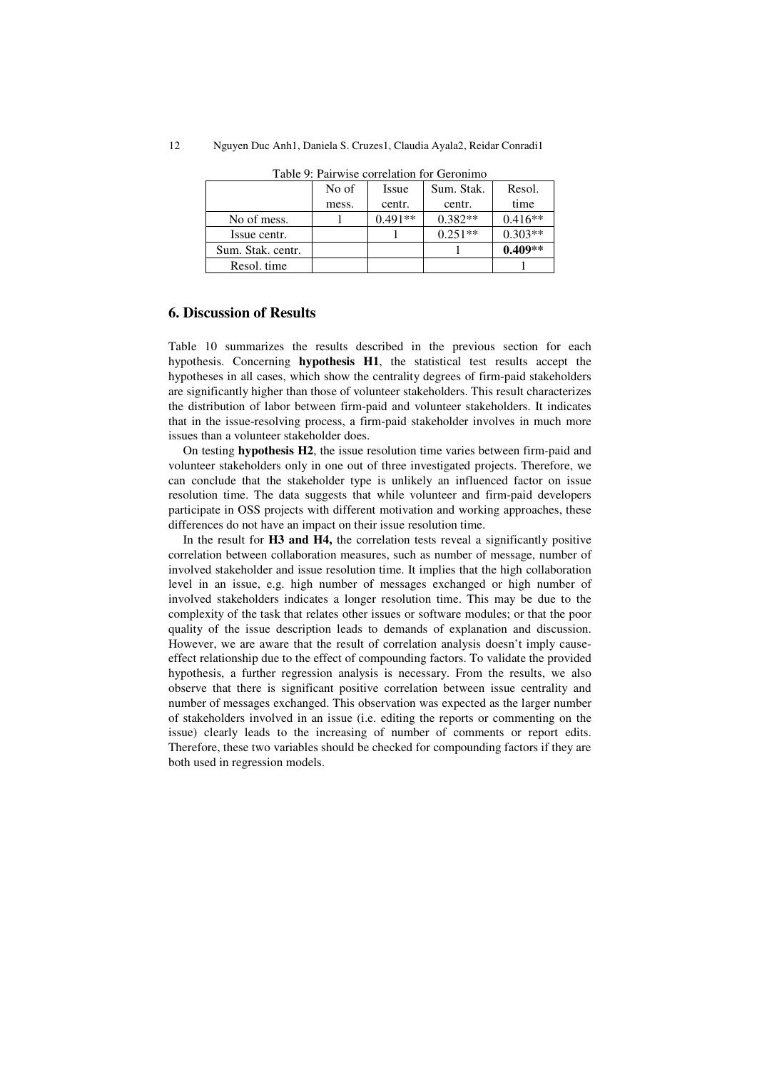Table 9: Pairwise correlation for Geronimo

| | No of mess. | Issue centr. | Sum. Stak. centr. | Resol. time |
|---|---|---|---|---|
| No of mess. | 1 | 0.491** | 0.382** | 0.416** |
| Issue centr. | | 1 | 0.251** | 0.303** |
| Sum. Stak. centr. | | | 1 | **0.409**** |
| Resol. time | | | | 1 |

## 6. Discussion of Results

Table 10 summarizes the results described in the previous section for each hypothesis. Concerning **hypothesis H1**, the statistical test results accept the hypotheses in all cases, which show the centrality degrees of firm-paid stakeholders are significantly higher than those of volunteer stakeholders. This result characterizes the distribution of labor between firm-paid and volunteer stakeholders. It indicates that in the issue-resolving process, a firm-paid stakeholder involves in much more issues than a volunteer stakeholder does.

On testing **hypothesis H2**, the issue resolution time varies between firm-paid and volunteer stakeholders only in one out of three investigated projects. Therefore, we can conclude that the stakeholder type is unlikely an influenced factor on issue resolution time. The data suggests that while volunteer and firm-paid developers participate in OSS projects with different motivation and working approaches, these differences do not have an impact on their issue resolution time.

In the result for **H3 and H4,** the correlation tests reveal a significantly positive correlation between collaboration measures, such as number of message, number of involved stakeholder and issue resolution time. It implies that the high collaboration level in an issue, e.g. high number of messages exchanged or high number of involved stakeholders indicates a longer resolution time. This may be due to the complexity of the task that relates other issues or software modules; or that the poor quality of the issue description leads to demands of explanation and discussion. However, we are aware that the result of correlation analysis doesn't imply cause-effect relationship due to the effect of compounding factors. To validate the provided hypothesis, a further regression analysis is necessary. From the results, we also observe that there is significant positive correlation between issue centrality and number of messages exchanged. This observation was expected as the larger number of stakeholders involved in an issue (i.e. editing the reports or commenting on the issue) clearly leads to the increasing of number of comments or report edits. Therefore, these two variables should be checked for compounding factors if they are both used in regression models.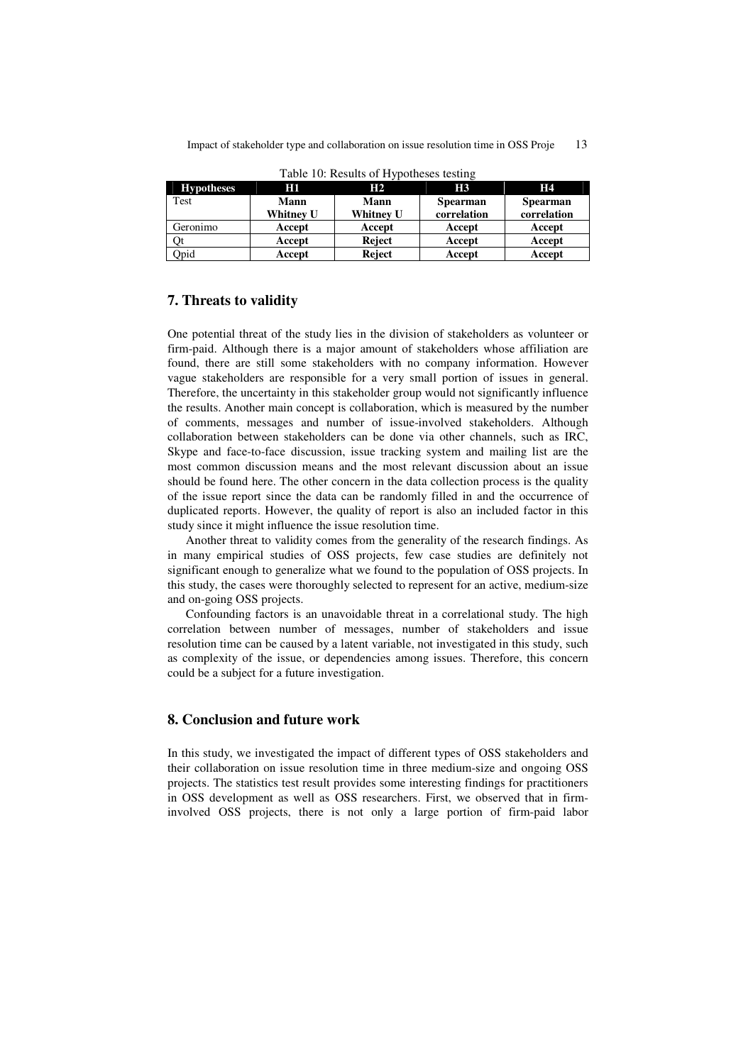Table 10: Results of Hypotheses testing

| Hypotheses | H1 | H2 | H3 | H4 |
|---|---|---|---|---|
| Test | **Mann Whitney U** | **Mann Whitney U** | **Spearman correlation** | **Spearman correlation** |
| Geronimo | **Accept** | **Accept** | **Accept** | **Accept** |
| Qt | **Accept** | **Reject** | **Accept** | **Accept** |
| Qpid | **Accept** | **Reject** | **Accept** | **Accept** |

## 7. Threats to validity

One potential threat of the study lies in the division of stakeholders as volunteer or firm-paid. Although there is a major amount of stakeholders whose affiliation are found, there are still some stakeholders with no company information. However vague stakeholders are responsible for a very small portion of issues in general. Therefore, the uncertainty in this stakeholder group would not significantly influence the results. Another main concept is collaboration, which is measured by the number of comments, messages and number of issue-involved stakeholders. Although collaboration between stakeholders can be done via other channels, such as IRC, Skype and face-to-face discussion, issue tracking system and mailing list are the most common discussion means and the most relevant discussion about an issue should be found here. The other concern in the data collection process is the quality of the issue report since the data can be randomly filled in and the occurrence of duplicated reports. However, the quality of report is also an included factor in this study since it might influence the issue resolution time.

Another threat to validity comes from the generality of the research findings. As in many empirical studies of OSS projects, few case studies are definitely not significant enough to generalize what we found to the population of OSS projects. In this study, the cases were thoroughly selected to represent for an active, medium-size and on-going OSS projects.

Confounding factors is an unavoidable threat in a correlational study. The high correlation between number of messages, number of stakeholders and issue resolution time can be caused by a latent variable, not investigated in this study, such as complexity of the issue, or dependencies among issues. Therefore, this concern could be a subject for a future investigation.

## 8. Conclusion and future work

In this study, we investigated the impact of different types of OSS stakeholders and their collaboration on issue resolution time in three medium-size and ongoing OSS projects. The statistics test result provides some interesting findings for practitioners in OSS development as well as OSS researchers. First, we observed that in firm-involved OSS projects, there is not only a large portion of firm-paid labor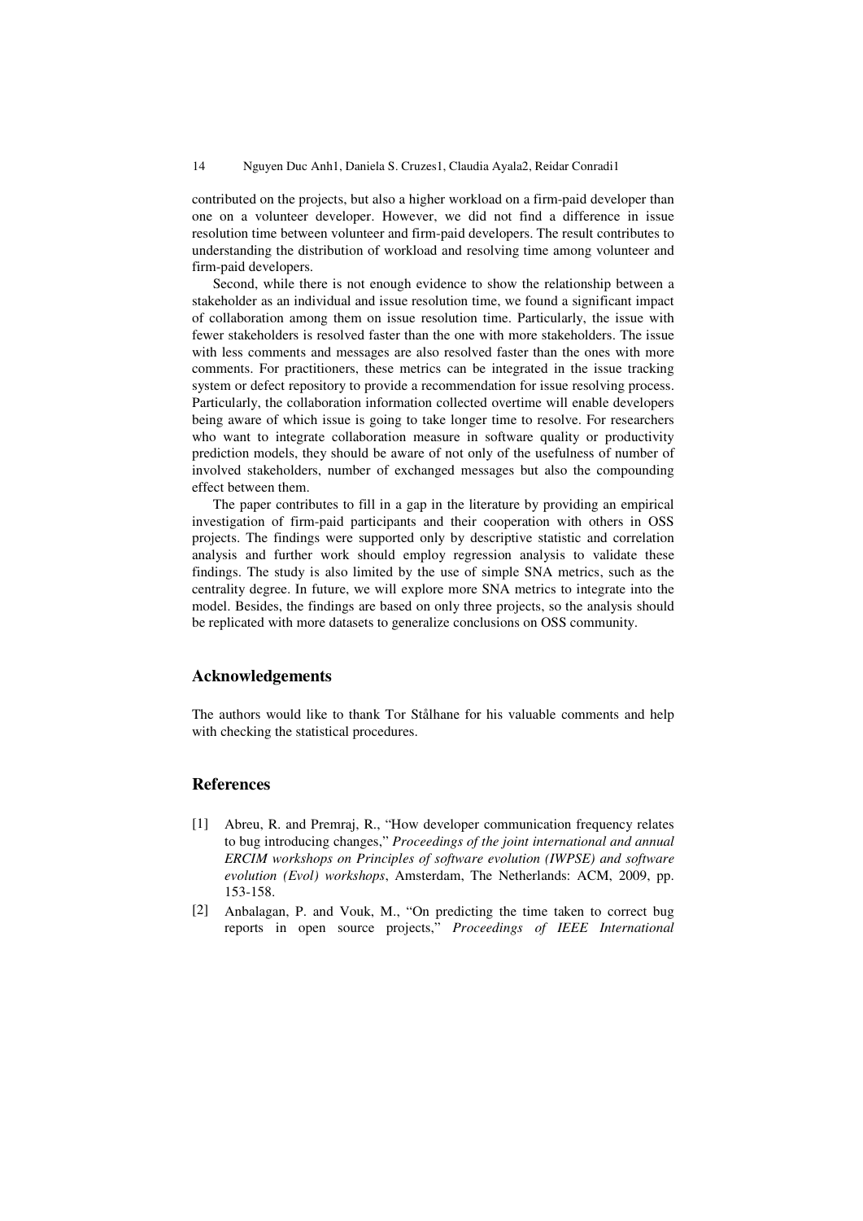contributed on the projects, but also a higher workload on a firm-paid developer than one on a volunteer developer. However, we did not find a difference in issue resolution time between volunteer and firm-paid developers. The result contributes to understanding the distribution of workload and resolving time among volunteer and firm-paid developers.

Second, while there is not enough evidence to show the relationship between a stakeholder as an individual and issue resolution time, we found a significant impact of collaboration among them on issue resolution time. Particularly, the issue with fewer stakeholders is resolved faster than the one with more stakeholders. The issue with less comments and messages are also resolved faster than the ones with more comments. For practitioners, these metrics can be integrated in the issue tracking system or defect repository to provide a recommendation for issue resolving process. Particularly, the collaboration information collected overtime will enable developers being aware of which issue is going to take longer time to resolve. For researchers who want to integrate collaboration measure in software quality or productivity prediction models, they should be aware of not only of the usefulness of number of involved stakeholders, number of exchanged messages but also the compounding effect between them.

The paper contributes to fill in a gap in the literature by providing an empirical investigation of firm-paid participants and their cooperation with others in OSS projects. The findings were supported only by descriptive statistic and correlation analysis and further work should employ regression analysis to validate these findings. The study is also limited by the use of simple SNA metrics, such as the centrality degree. In future, we will explore more SNA metrics to integrate into the model. Besides, the findings are based on only three projects, so the analysis should be replicated with more datasets to generalize conclusions on OSS community.

## Acknowledgements

The authors would like to thank Tor Stålhane for his valuable comments and help with checking the statistical procedures.

## References

[1] Abreu, R. and Premraj, R., "How developer communication frequency relates to bug introducing changes," *Proceedings of the joint international and annual ERCIM workshops on Principles of software evolution (IWPSE) and software evolution (Evol) workshops*, Amsterdam, The Netherlands: ACM, 2009, pp. 153-158.

[2] Anbalagan, P. and Vouk, M., "On predicting the time taken to correct bug reports in open source projects," *Proceedings of IEEE International*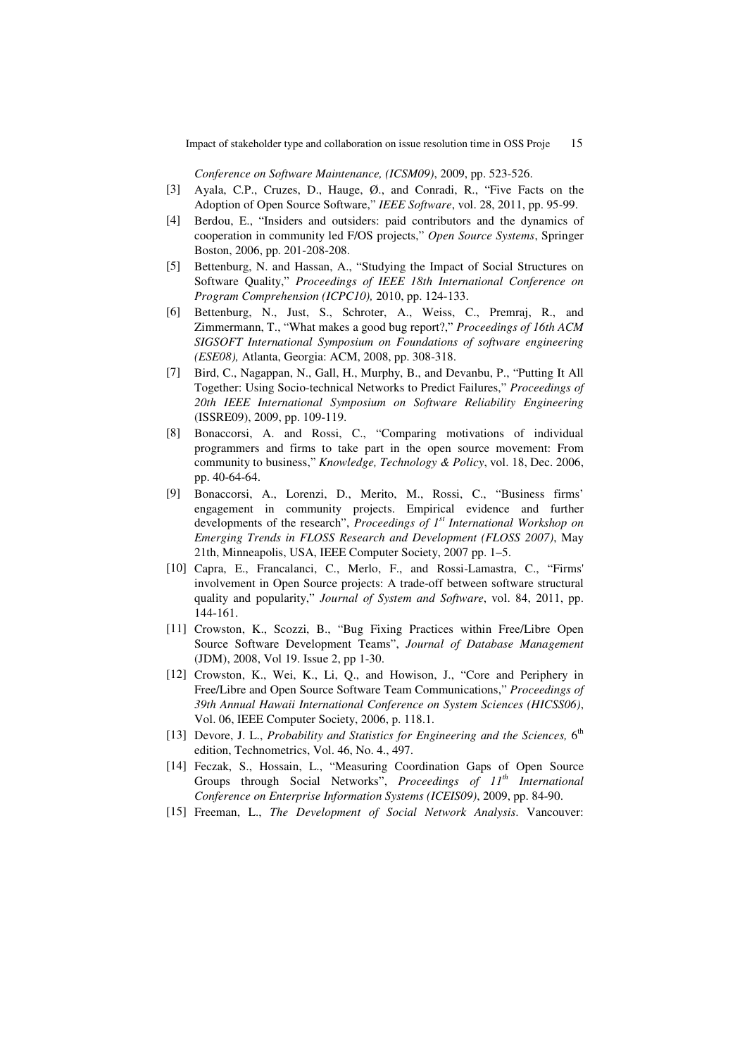*Conference on Software Maintenance, (ICSM09)*, 2009, pp. 523-526.

[3] Ayala, C.P., Cruzes, D., Hauge, Ø., and Conradi, R., "Five Facts on the Adoption of Open Source Software," *IEEE Software*, vol. 28, 2011, pp. 95-99.

[4] Berdou, E., "Insiders and outsiders: paid contributors and the dynamics of cooperation in community led F/OS projects," *Open Source Systems*, Springer Boston, 2006, pp. 201-208-208.

[5] Bettenburg, N. and Hassan, A., "Studying the Impact of Social Structures on Software Quality," *Proceedings of IEEE 18th International Conference on Program Comprehension (ICPC10),* 2010, pp. 124-133.

[6] Bettenburg, N., Just, S., Schroter, A., Weiss, C., Premraj, R., and Zimmermann, T., "What makes a good bug report?," *Proceedings of 16th ACM SIGSOFT International Symposium on Foundations of software engineering (ESE08),* Atlanta, Georgia: ACM, 2008, pp. 308-318.

[7] Bird, C., Nagappan, N., Gall, H., Murphy, B., and Devanbu, P., "Putting It All Together: Using Socio-technical Networks to Predict Failures," *Proceedings of 20th IEEE International Symposium on Software Reliability Engineering* (ISSRE09), 2009, pp. 109-119.

[8] Bonaccorsi, A. and Rossi, C., "Comparing motivations of individual programmers and firms to take part in the open source movement: From community to business," *Knowledge, Technology & Policy*, vol. 18, Dec. 2006, pp. 40-64-64.

[9] Bonaccorsi, A., Lorenzi, D., Merito, M., Rossi, C., "Business firms' engagement in community projects. Empirical evidence and further developments of the research", *Proceedings of 1st International Workshop on Emerging Trends in FLOSS Research and Development (FLOSS 2007)*, May 21th, Minneapolis, USA, IEEE Computer Society, 2007 pp. 1–5.

[10] Capra, E., Francalanci, C., Merlo, F., and Rossi-Lamastra, C., "Firms' involvement in Open Source projects: A trade-off between software structural quality and popularity," *Journal of System and Software*, vol. 84, 2011, pp. 144-161.

[11] Crowston, K., Scozzi, B., "Bug Fixing Practices within Free/Libre Open Source Software Development Teams", *Journal of Database Management* (JDM), 2008, Vol 19. Issue 2, pp 1-30.

[12] Crowston, K., Wei, K., Li, Q., and Howison, J., "Core and Periphery in Free/Libre and Open Source Software Team Communications," *Proceedings of 39th Annual Hawaii International Conference on System Sciences (HICSS06)*, Vol. 06, IEEE Computer Society, 2006, p. 118.1.

[13] Devore, J. L., *Probability and Statistics for Engineering and the Sciences,* 6th edition, Technometrics, Vol. 46, No. 4., 497.

[14] Feczak, S., Hossain, L., "Measuring Coordination Gaps of Open Source Groups through Social Networks", *Proceedings of 11th International Conference on Enterprise Information Systems (ICEIS09)*, 2009, pp. 84-90.

[15] Freeman, L., *The Development of Social Network Analysis.* Vancouver: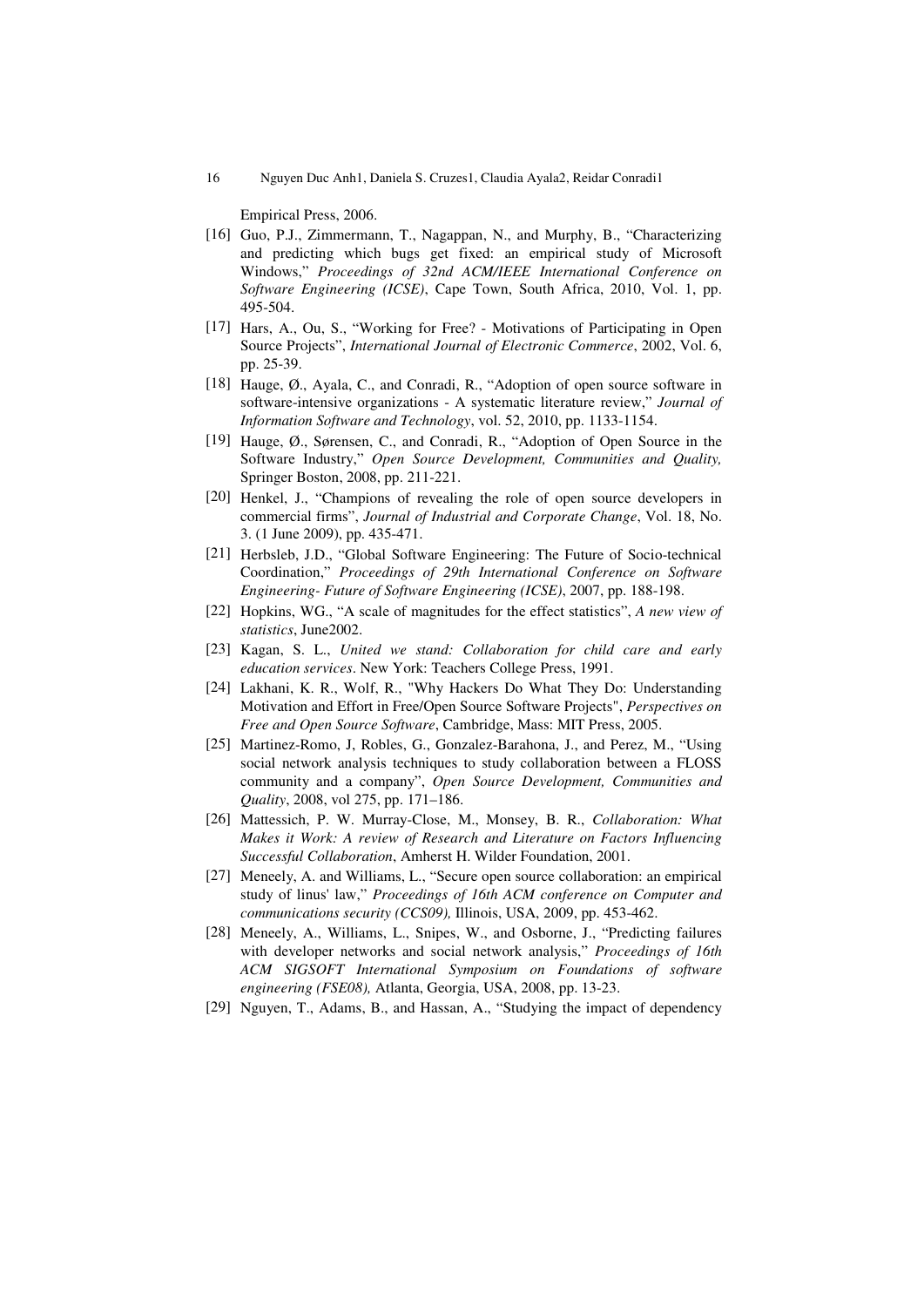Empirical Press, 2006.

[16] Guo, P.J., Zimmermann, T., Nagappan, N., and Murphy, B., "Characterizing and predicting which bugs get fixed: an empirical study of Microsoft Windows," *Proceedings of 32nd ACM/IEEE International Conference on Software Engineering (ICSE)*, Cape Town, South Africa, 2010, Vol. 1, pp. 495-504.

[17] Hars, A., Ou, S., "Working for Free? - Motivations of Participating in Open Source Projects", *International Journal of Electronic Commerce*, 2002, Vol. 6, pp. 25-39.

[18] Hauge, Ø., Ayala, C., and Conradi, R., "Adoption of open source software in software-intensive organizations - A systematic literature review," *Journal of Information Software and Technology*, vol. 52, 2010, pp. 1133-1154.

[19] Hauge, Ø., Sørensen, C., and Conradi, R., "Adoption of Open Source in the Software Industry," *Open Source Development, Communities and Quality,* Springer Boston, 2008, pp. 211-221.

[20] Henkel, J., "Champions of revealing the role of open source developers in commercial firms", *Journal of Industrial and Corporate Change*, Vol. 18, No. 3. (1 June 2009), pp. 435-471.

[21] Herbsleb, J.D., "Global Software Engineering: The Future of Socio-technical Coordination," *Proceedings of 29th International Conference on Software Engineering- Future of Software Engineering (ICSE)*, 2007, pp. 188-198.

[22] Hopkins, WG., "A scale of magnitudes for the effect statistics", *A new view of statistics*, June2002.

[23] Kagan, S. L., *United we stand: Collaboration for child care and early education services*. New York: Teachers College Press, 1991.

[24] Lakhani, K. R., Wolf, R., "Why Hackers Do What They Do: Understanding Motivation and Effort in Free/Open Source Software Projects", *Perspectives on Free and Open Source Software*, Cambridge, Mass: MIT Press, 2005.

[25] Martinez-Romo, J, Robles, G., Gonzalez-Barahona, J., and Perez, M., "Using social network analysis techniques to study collaboration between a FLOSS community and a company", *Open Source Development, Communities and Quality*, 2008, vol 275, pp. 171–186.

[26] Mattessich, P. W. Murray-Close, M., Monsey, B. R., *Collaboration: What Makes it Work: A review of Research and Literature on Factors Influencing Successful Collaboration*, Amherst H. Wilder Foundation, 2001.

[27] Meneely, A. and Williams, L., "Secure open source collaboration: an empirical study of linus' law," *Proceedings of 16th ACM conference on Computer and communications security (CCS09),* Illinois, USA, 2009, pp. 453-462.

[28] Meneely, A., Williams, L., Snipes, W., and Osborne, J., "Predicting failures with developer networks and social network analysis," *Proceedings of 16th ACM SIGSOFT International Symposium on Foundations of software engineering (FSE08),* Atlanta, Georgia, USA, 2008, pp. 13-23.

[29] Nguyen, T., Adams, B., and Hassan, A., "Studying the impact of dependency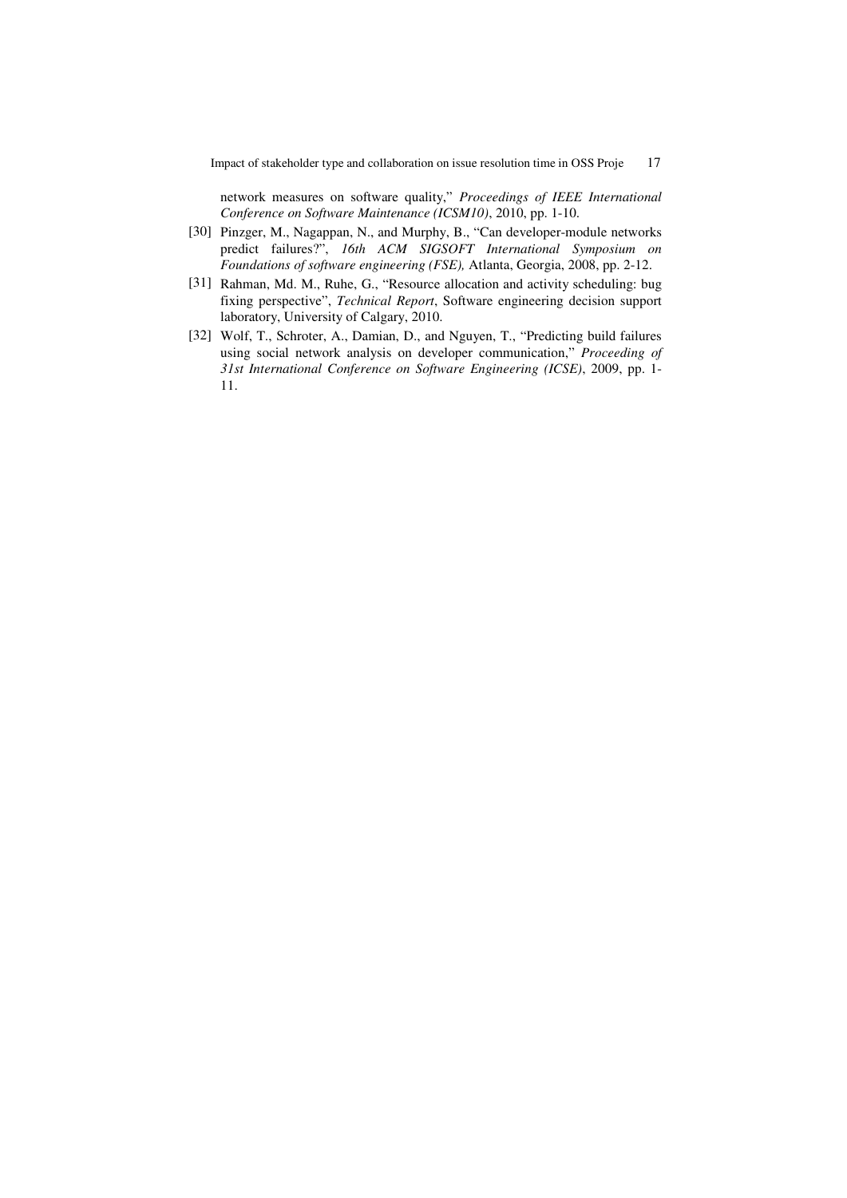network measures on software quality," *Proceedings of IEEE International Conference on Software Maintenance (ICSM10)*, 2010, pp. 1-10.

[30] Pinzger, M., Nagappan, N., and Murphy, B., "Can developer-module networks predict failures?", *16th ACM SIGSOFT International Symposium on Foundations of software engineering (FSE),* Atlanta, Georgia, 2008, pp. 2-12.

[31] Rahman, Md. M., Ruhe, G., "Resource allocation and activity scheduling: bug fixing perspective", *Technical Report*, Software engineering decision support laboratory, University of Calgary, 2010.

[32] Wolf, T., Schroter, A., Damian, D., and Nguyen, T., "Predicting build failures using social network analysis on developer communication," *Proceeding of 31st International Conference on Software Engineering (ICSE)*, 2009, pp. 1-11.